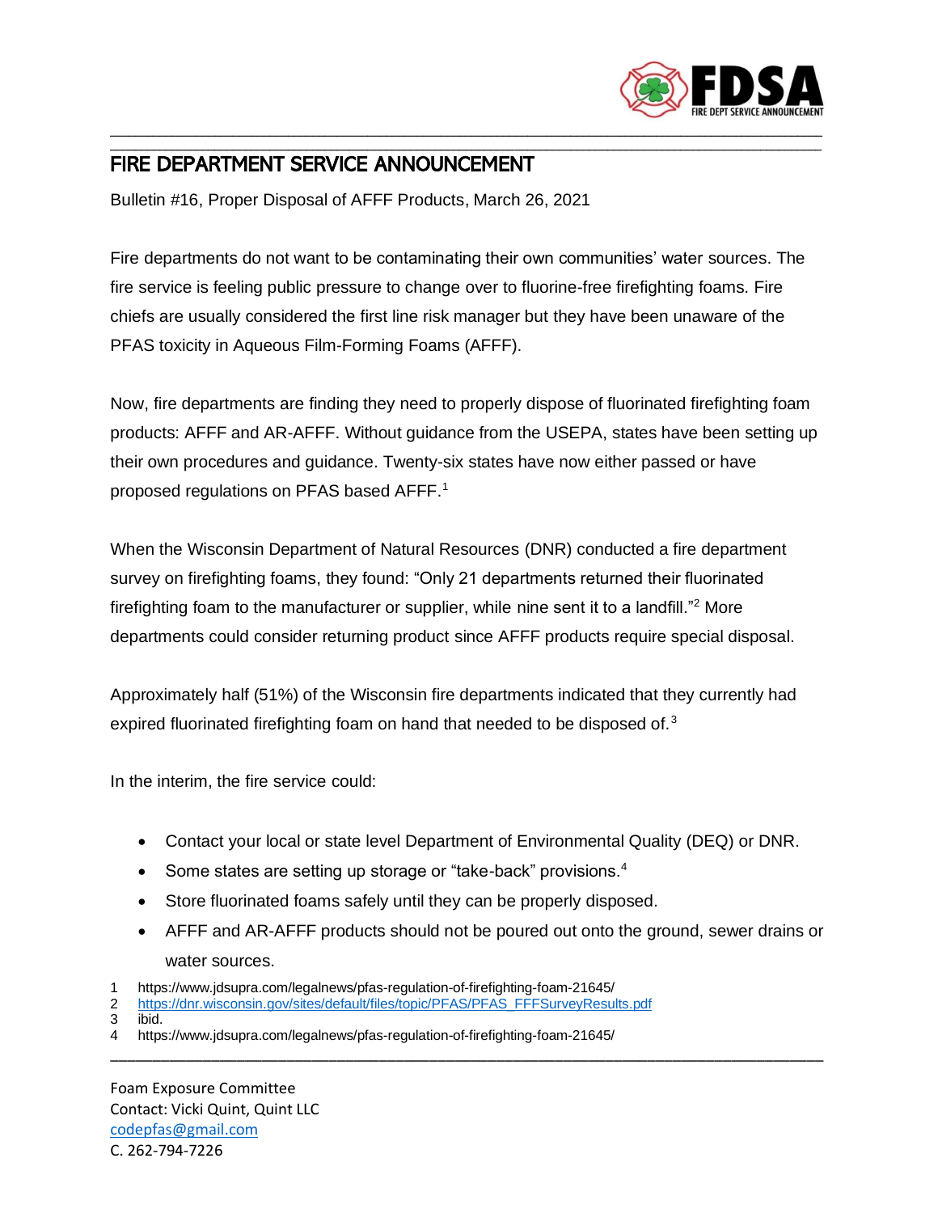# FIRE DEPARTMENT SERVICE ANNOUNCEMENT

Bulletin #16, Proper Disposal of AFFF Products, March 26, 2021

Fire departments do not want to be contaminating their own communities' water sources. The fire service is feeling public pressure to change over to fluorine-free firefighting foams. Fire chiefs are usually considered the first line risk manager but they have been unaware of the PFAS toxicity in Aqueous Film-Forming Foams (AFFF).

Now, fire departments are finding they need to properly dispose of fluorinated firefighting foam products: AFFF and AR-AFFF. Without guidance from the USEPA, states have been setting up their own procedures and guidance. Twenty-six states have now either passed or have proposed regulations on PFAS based AFFF.[1]

When the Wisconsin Department of Natural Resources (DNR) conducted a fire department survey on firefighting foams, they found: "Only 21 departments returned their fluorinated firefighting foam to the manufacturer or supplier, while nine sent it to a landfill."[2] More departments could consider returning product since AFFF products require special disposal.

Approximately half (51%) of the Wisconsin fire departments indicated that they currently had expired fluorinated firefighting foam on hand that needed to be disposed of.[3]

In the interim, the fire service could:

- Contact your local or state level Department of Environmental Quality (DEQ) or DNR.
- Some states are setting up storage or "take-back" provisions.[4]
- Store fluorinated foams safely until they can be properly disposed.
- AFFF and AR-AFFF products should not be poured out onto the ground, sewer drains or water sources.

1 https://www.jdsupra.com/legalnews/pfas-regulation-of-firefighting-foam-21645/
2 https://dnr.wisconsin.gov/sites/default/files/topic/PFAS/PFAS_FFFSurveyResults.pdf
3 ibid.
4 https://www.jdsupra.com/legalnews/pfas-regulation-of-firefighting-foam-21645/

Foam Exposure Committee
Contact: Vicki Quint, Quint LLC
codepfas@gmail.com
C. 262-794-7226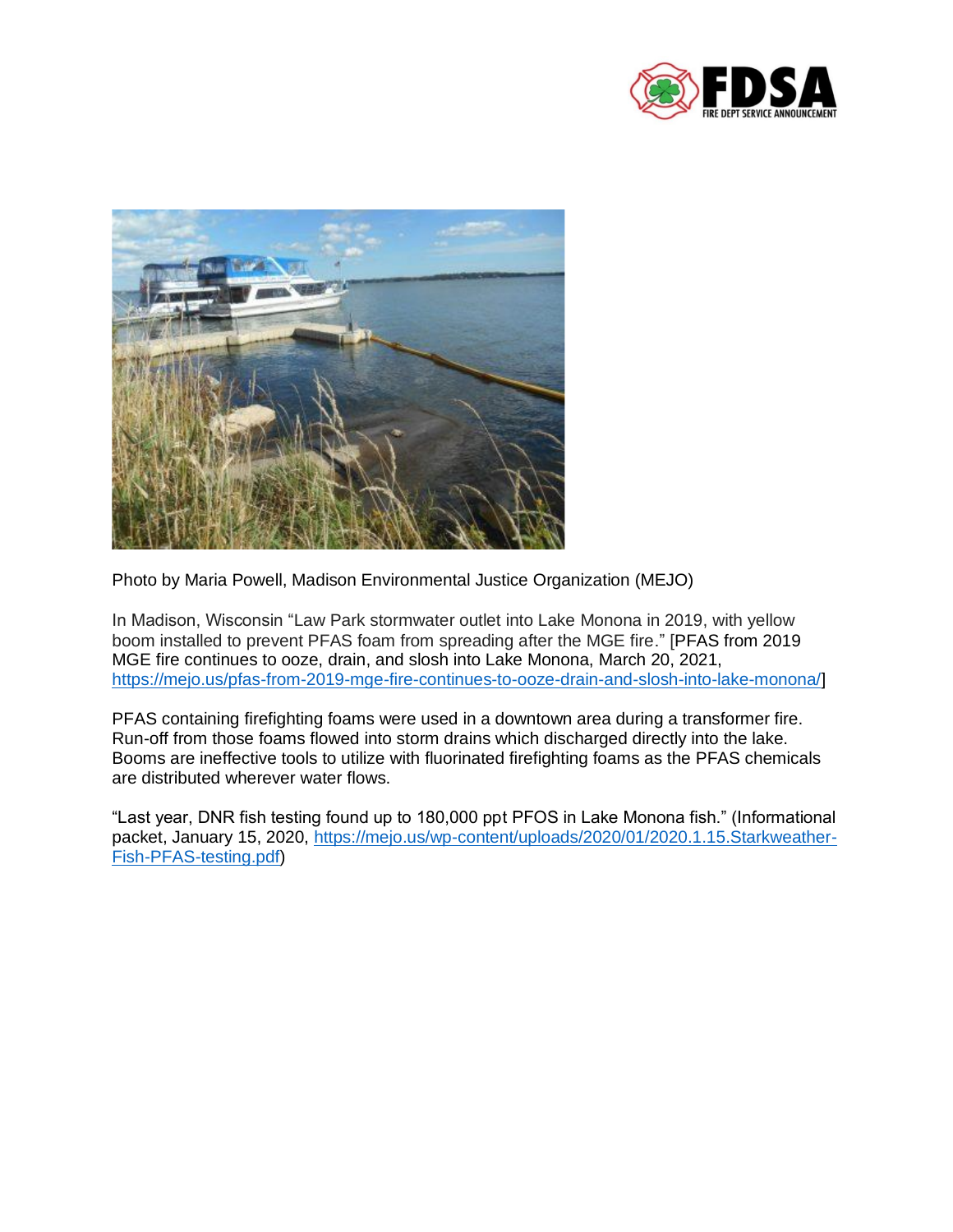Photo by Maria Powell, Madison Environmental Justice Organization (MEJO)

In Madison, Wisconsin "Law Park stormwater outlet into Lake Monona in 2019, with yellow boom installed to prevent PFAS foam from spreading after the MGE fire." [PFAS from 2019 MGE fire continues to ooze, drain, and slosh into Lake Monona, March 20, 2021, https://mejo.us/pfas-from-2019-mge-fire-continues-to-ooze-drain-and-slosh-into-lake-monona/]

PFAS containing firefighting foams were used in a downtown area during a transformer fire. Run-off from those foams flowed into storm drains which discharged directly into the lake. Booms are ineffective tools to utilize with fluorinated firefighting foams as the PFAS chemicals are distributed wherever water flows.

"Last year, DNR fish testing found up to 180,000 ppt PFOS in Lake Monona fish." (Informational packet, January 15, 2020, https://mejo.us/wp-content/uploads/2020/01/2020.1.15.Starkweather-Fish-PFAS-testing.pdf)